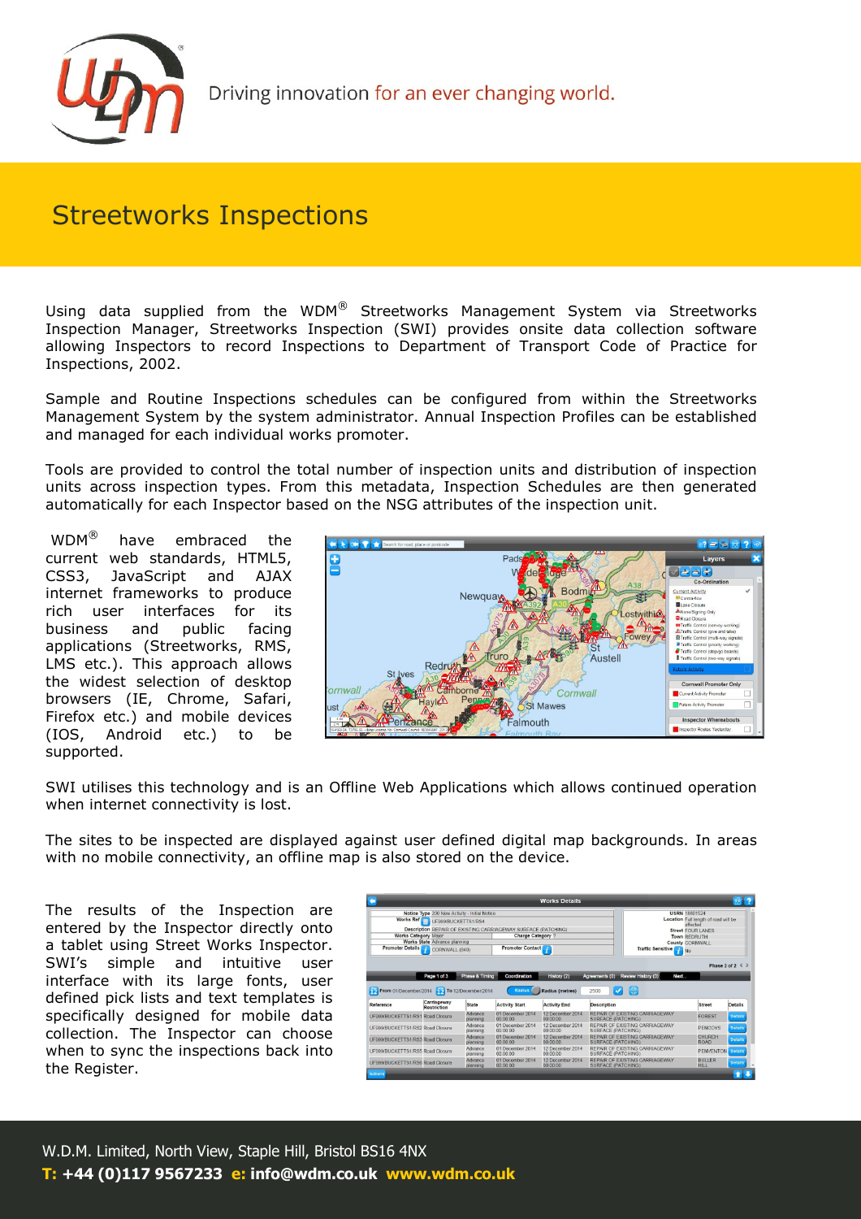Driving innovation for an ever changing world.

# Streetworks Inspections

Using data supplied from the WDM® Streetworks Management System via Streetworks Inspection Manager, Streetworks Inspection (SWI) provides onsite data collection software allowing Inspectors to record Inspections to Department of Transport Code of Practice for Inspections, 2002.

Sample and Routine Inspections schedules can be configured from within the Streetworks Management System by the system administrator. Annual Inspection Profiles can be established and managed for each individual works promoter.

Tools are provided to control the total number of inspection units and distribution of inspection units across inspection types. From this metadata, Inspection Schedules are then generated automatically for each Inspector based on the NSG attributes of the inspection unit.

WDM® have embraced the current web standards, HTML5, CSS3, JavaScript and AJAX internet frameworks to produce rich user interfaces for its business and public facing applications (Streetworks, RMS, LMS etc.). This approach allows the widest selection of desktop browsers (IE, Chrome, Safari, Firefox etc.) and mobile devices (IOS, Android etc.) to be supported.

SWI utilises this technology and is an Offline Web Applications which allows continued operation when internet connectivity is lost.

The sites to be inspected are displayed against user defined digital map backgrounds. In areas with no mobile connectivity, an offline map is also stored on the device.

The results of the Inspection are entered by the Inspector directly onto a tablet using Street Works Inspector. SWI's simple and intuitive user interface with its large fonts, user defined pick lists and text templates is specifically designed for mobile data collection. The Inspector can choose when to sync the inspections back into the Register.

W.D.M. Limited, North View, Staple Hill, Bristol BS16 4NX
**T: +44 (0)117 9567233 e: info@wdm.co.uk www.wdm.co.uk**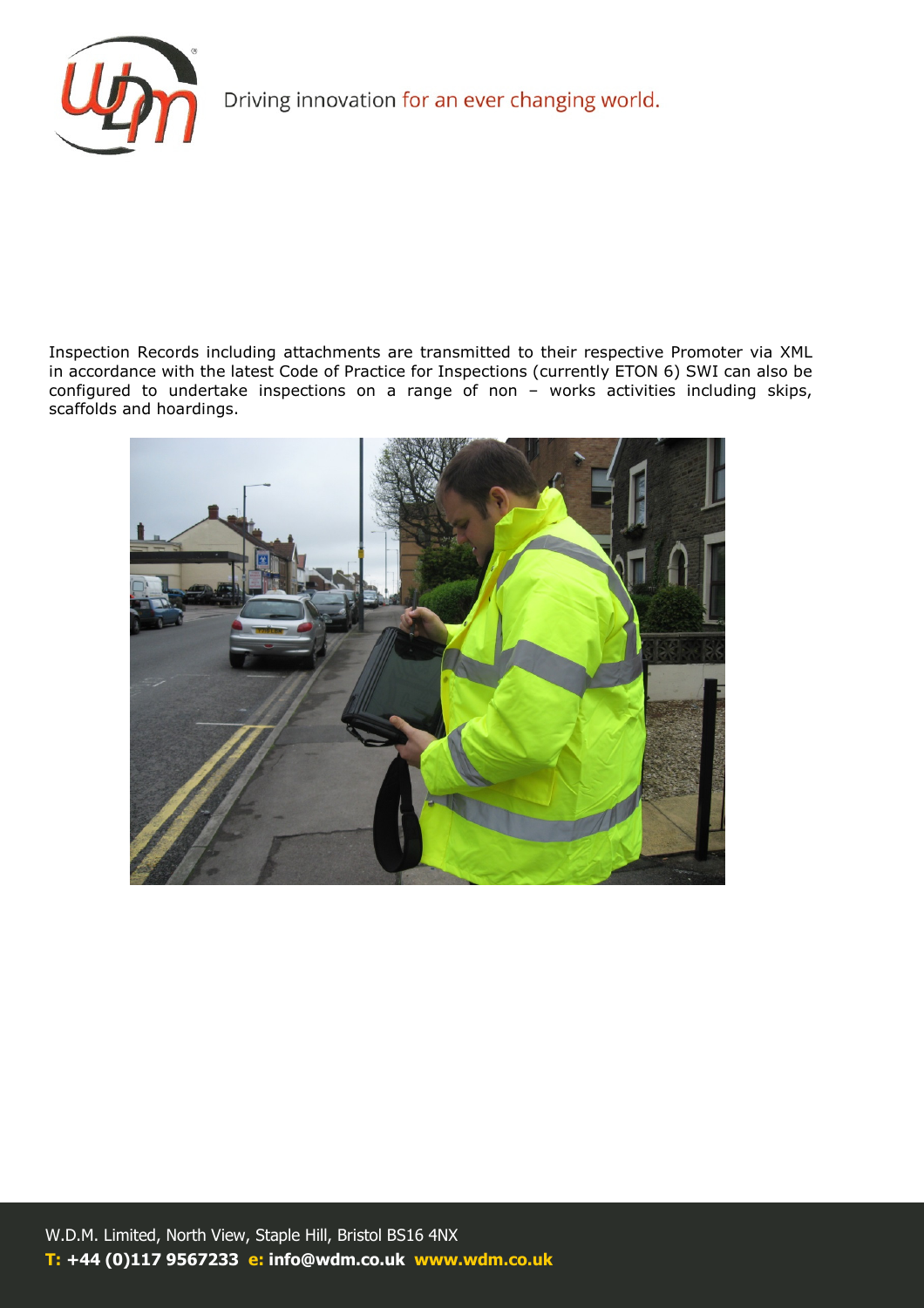Inspection Records including attachments are transmitted to their respective Promoter via XML in accordance with the latest Code of Practice for Inspections (currently ETON 6) SWI can also be configured to undertake inspections on a range of non – works activities including skips, scaffolds and hoardings.